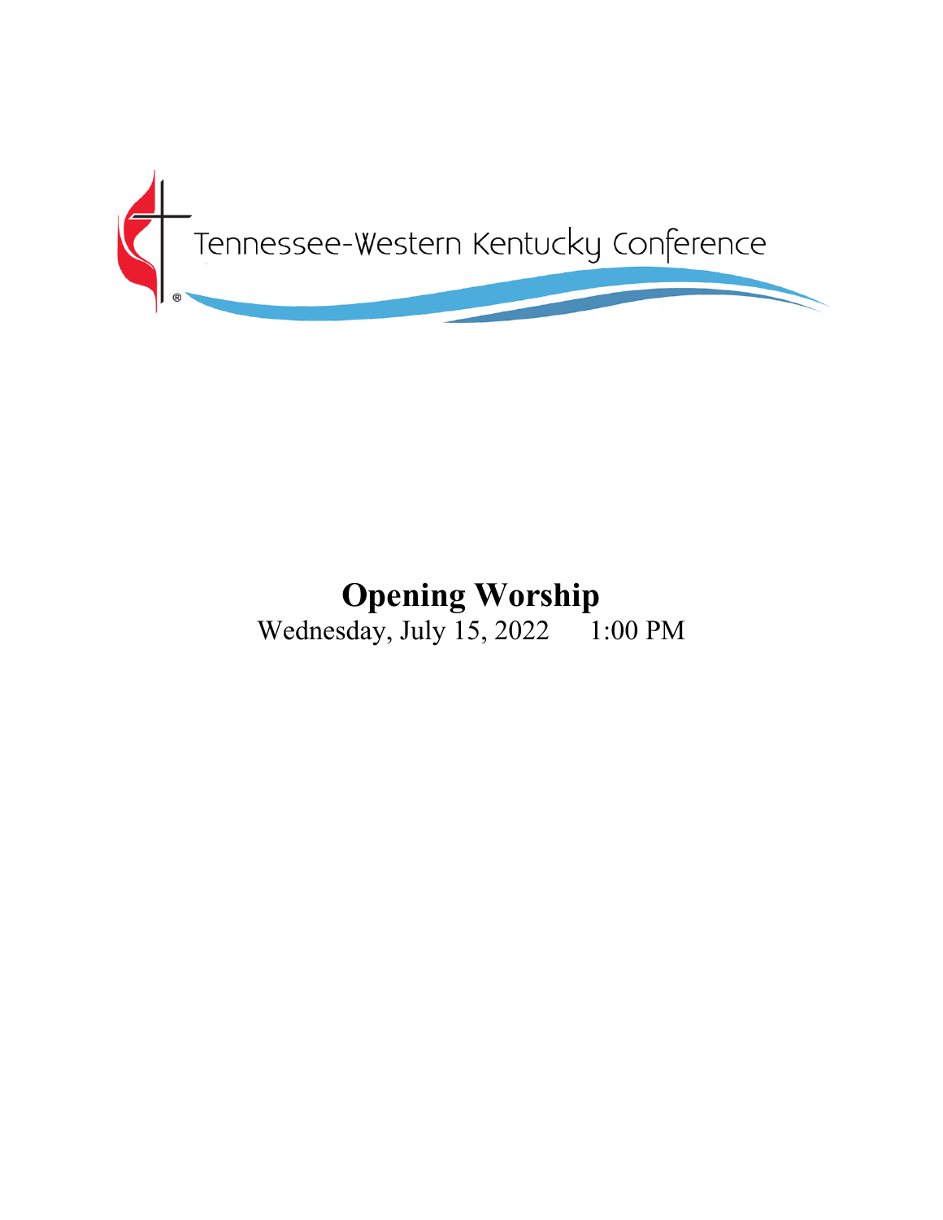Tennessee-Western Kentucky Conference

# Opening Worship

Wednesday, July 15, 2022 1:00 PM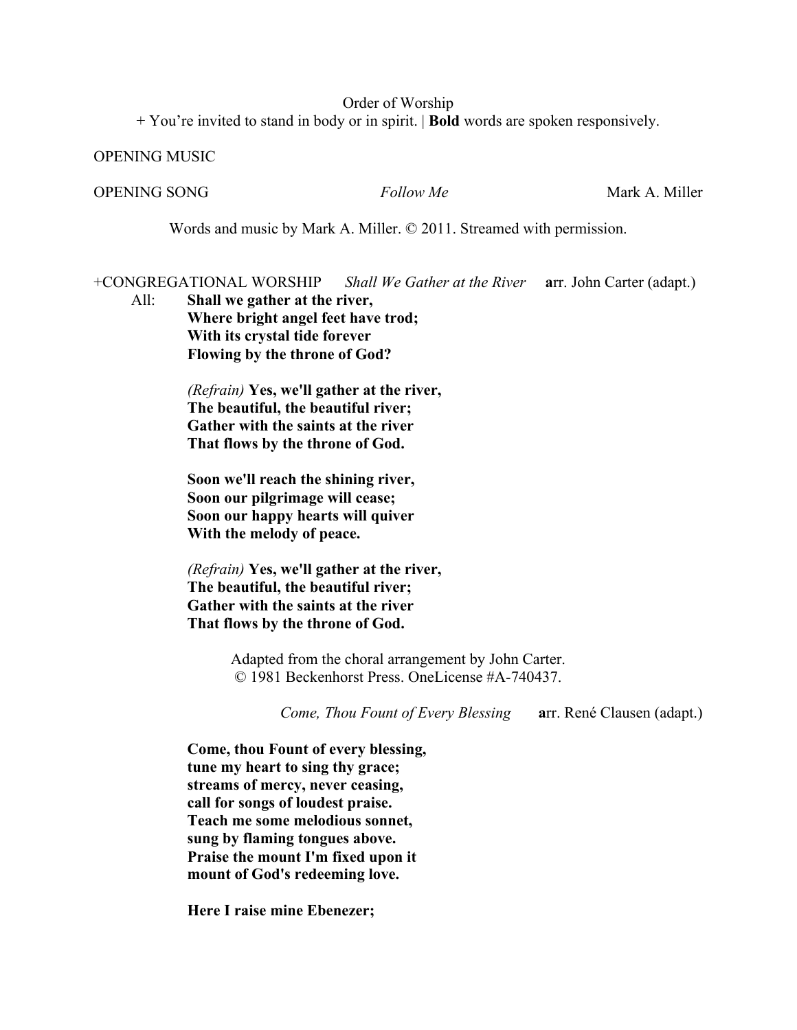Order of Worship

+ You're invited to stand in body or in spirit. | **Bold** words are spoken responsively.

OPENING MUSIC

OPENING SONG *Follow Me* Mark A. Miller

Words and music by Mark A. Miller. © 2011. Streamed with permission.

+CONGREGATIONAL WORSHIP *Shall We Gather at the River* **a**rr. John Carter (adapt.)

All: **Shall we gather at the river,**
**Where bright angel feet have trod;**
**With its crystal tide forever**
**Flowing by the throne of God?**

*(Refrain)* **Yes, we'll gather at the river,**
**The beautiful, the beautiful river;**
**Gather with the saints at the river**
**That flows by the throne of God.**

**Soon we'll reach the shining river,**
**Soon our pilgrimage will cease;**
**Soon our happy hearts will quiver**
**With the melody of peace.**

*(Refrain)* **Yes, we'll gather at the river,**
**The beautiful, the beautiful river;**
**Gather with the saints at the river**
**That flows by the throne of God.**

Adapted from the choral arrangement by John Carter.
© 1981 Beckenhorst Press. OneLicense #A-740437.

*Come, Thou Fount of Every Blessing* **a**rr. René Clausen (adapt.)

**Come, thou Fount of every blessing,**
**tune my heart to sing thy grace;**
**streams of mercy, never ceasing,**
**call for songs of loudest praise.**
**Teach me some melodious sonnet,**
**sung by flaming tongues above.**
**Praise the mount I'm fixed upon it**
**mount of God's redeeming love.**

**Here I raise mine Ebenezer;**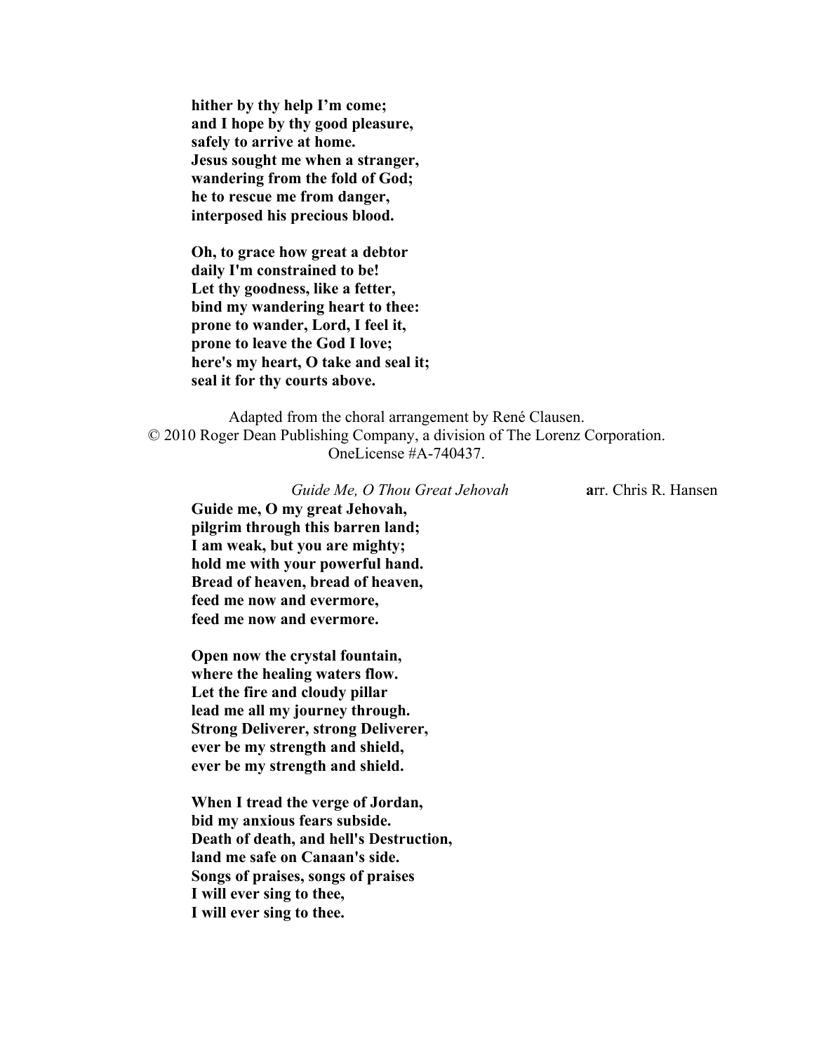**hither by thy help I'm come;**
**and I hope by thy good pleasure,**
**safely to arrive at home.**
**Jesus sought me when a stranger,**
**wandering from the fold of God;**
**he to rescue me from danger,**
**interposed his precious blood.**

**Oh, to grace how great a debtor**
**daily I'm constrained to be!**
**Let thy goodness, like a fetter,**
**bind my wandering heart to thee:**
**prone to wander, Lord, I feel it,**
**prone to leave the God I love;**
**here's my heart, O take and seal it;**
**seal it for thy courts above.**

Adapted from the choral arrangement by René Clausen.
© 2010 Roger Dean Publishing Company, a division of The Lorenz Corporation.
OneLicense #A-740437.

*Guide Me, O Thou Great Jehovah* arr. Chris R. Hansen

**Guide me, O my great Jehovah,**
**pilgrim through this barren land;**
**I am weak, but you are mighty;**
**hold me with your powerful hand.**
**Bread of heaven, bread of heaven,**
**feed me now and evermore,**
**feed me now and evermore.**

**Open now the crystal fountain,**
**where the healing waters flow.**
**Let the fire and cloudy pillar**
**lead me all my journey through.**
**Strong Deliverer, strong Deliverer,**
**ever be my strength and shield,**
**ever be my strength and shield.**

**When I tread the verge of Jordan,**
**bid my anxious fears subside.**
**Death of death, and hell's Destruction,**
**land me safe on Canaan's side.**
**Songs of praises, songs of praises**
**I will ever sing to thee,**
**I will ever sing to thee.**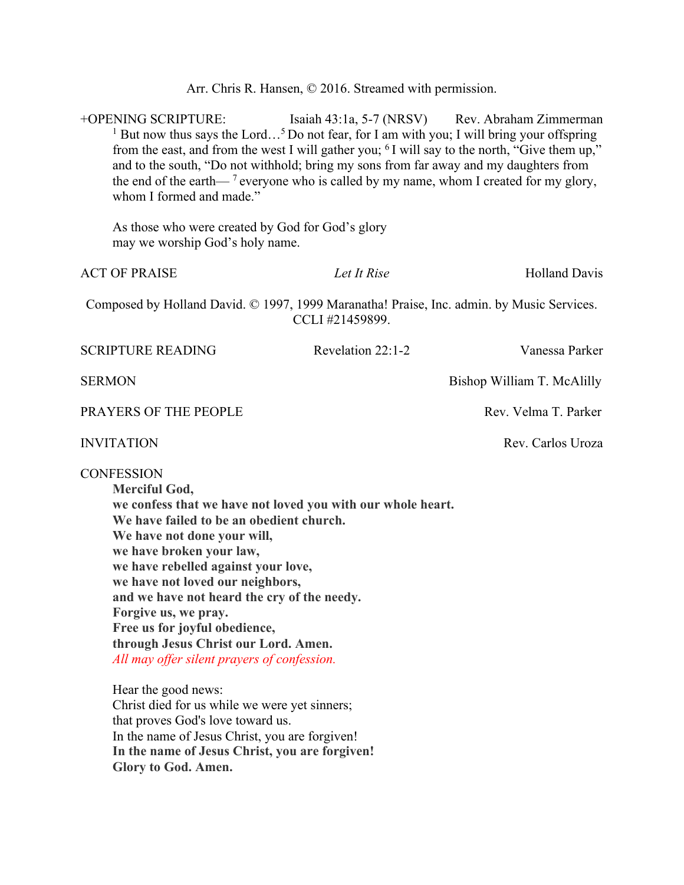Arr. Chris R. Hansen, © 2016. Streamed with permission.

+OPENING SCRIPTURE: Isaiah 43:1a, 5-7 (NRSV) Rev. Abraham Zimmerman

> [1] But now thus says the Lord…[5] Do not fear, for I am with you; I will bring your offspring from the east, and from the west I will gather you; [6] I will say to the north, "Give them up," and to the south, "Do not withhold; bring my sons from far away and my daughters from the end of the earth— [7] everyone who is called by my name, whom I created for my glory, whom I formed and made."
>
> As those who were created by God for God's glory
> may we worship God's holy name.

ACT OF PRAISE *Let It Rise* Holland Davis

Composed by Holland David. © 1997, 1999 Maranatha! Praise, Inc. admin. by Music Services. CCLI #21459899.

SCRIPTURE READING Revelation 22:1-2 Vanessa Parker

SERMON Bishop William T. McAlilly

PRAYERS OF THE PEOPLE Rev. Velma T. Parker

INVITATION Rev. Carlos Uroza

CONFESSION

> **Merciful God,**
> **we confess that we have not loved you with our whole heart.**
> **We have failed to be an obedient church.**
> **We have not done your will,**
> **we have broken your law,**
> **we have rebelled against your love,**
> **we have not loved our neighbors,**
> **and we have not heard the cry of the needy.**
> **Forgive us, we pray.**
> **Free us for joyful obedience,**
> **through Jesus Christ our Lord. Amen.**
> *All may offer silent prayers of confession.*
>
> Hear the good news:
> Christ died for us while we were yet sinners;
> that proves God's love toward us.
> In the name of Jesus Christ, you are forgiven!
> **In the name of Jesus Christ, you are forgiven!**
> **Glory to God. Amen.**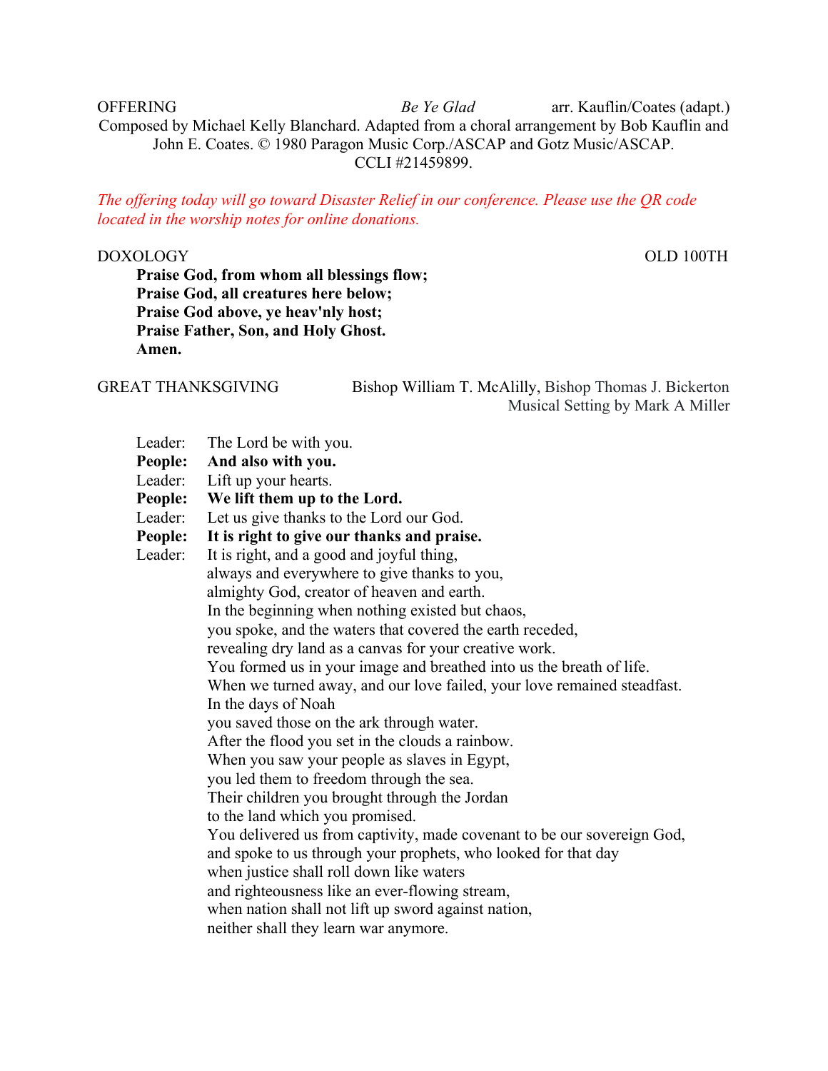OFFERING *Be Ye Glad* arr. Kauflin/Coates (adapt.)

Composed by Michael Kelly Blanchard. Adapted from a choral arrangement by Bob Kauflin and John E. Coates. © 1980 Paragon Music Corp./ASCAP and Gotz Music/ASCAP. CCLI #21459899.

*The offering today will go toward Disaster Relief in our conference. Please use the QR code located in the worship notes for online donations.*

DOXOLOGY OLD 100TH

**Praise God, from whom all blessings flow;**
**Praise God, all creatures here below;**
**Praise God above, ye heav'nly host;**
**Praise Father, Son, and Holy Ghost.**
**Amen.**

GREAT THANKSGIVING Bishop William T. McAlilly, Bishop Thomas J. Bickerton
Musical Setting by Mark A Miller

Leader: The Lord be with you.
**People: And also with you.**
Leader: Lift up your hearts.
**People: We lift them up to the Lord.**
Leader: Let us give thanks to the Lord our God.
**People: It is right to give our thanks and praise.**
Leader: It is right, and a good and joyful thing,
always and everywhere to give thanks to you,
almighty God, creator of heaven and earth.
In the beginning when nothing existed but chaos,
you spoke, and the waters that covered the earth receded,
revealing dry land as a canvas for your creative work.
You formed us in your image and breathed into us the breath of life.
When we turned away, and our love failed, your love remained steadfast.
In the days of Noah
you saved those on the ark through water.
After the flood you set in the clouds a rainbow.
When you saw your people as slaves in Egypt,
you led them to freedom through the sea.
Their children you brought through the Jordan
to the land which you promised.
You delivered us from captivity, made covenant to be our sovereign God,
and spoke to us through your prophets, who looked for that day
when justice shall roll down like waters
and righteousness like an ever-flowing stream,
when nation shall not lift up sword against nation,
neither shall they learn war anymore.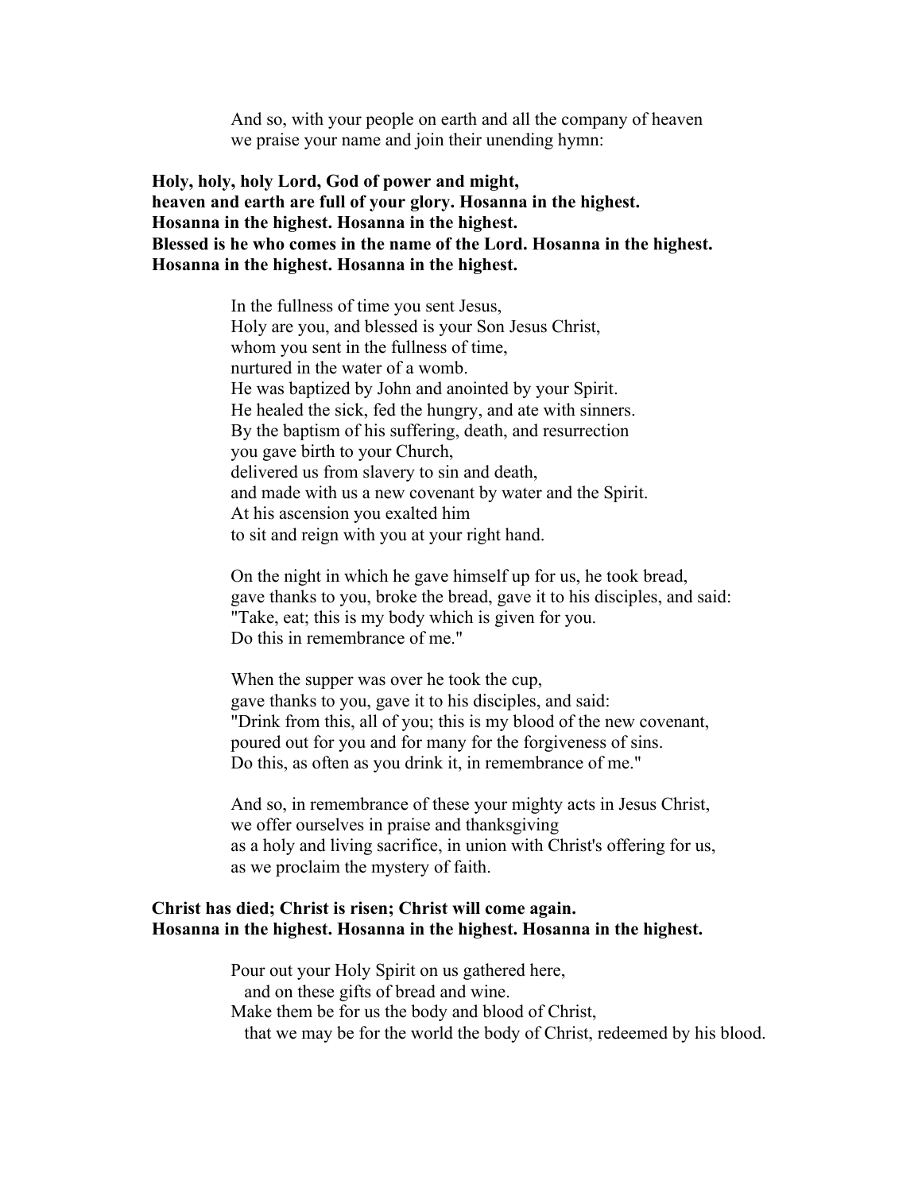And so, with your people on earth and all the company of heaven
we praise your name and join their unending hymn:

**Holy, holy, holy Lord, God of power and might,**
**heaven and earth are full of your glory. Hosanna in the highest.**
**Hosanna in the highest. Hosanna in the highest.**
**Blessed is he who comes in the name of the Lord. Hosanna in the highest.**
**Hosanna in the highest. Hosanna in the highest.**

In the fullness of time you sent Jesus,
Holy are you, and blessed is your Son Jesus Christ,
whom you sent in the fullness of time,
nurtured in the water of a womb.
He was baptized by John and anointed by your Spirit.
He healed the sick, fed the hungry, and ate with sinners.
By the baptism of his suffering, death, and resurrection
you gave birth to your Church,
delivered us from slavery to sin and death,
and made with us a new covenant by water and the Spirit.
At his ascension you exalted him
to sit and reign with you at your right hand.

On the night in which he gave himself up for us, he took bread,
gave thanks to you, broke the bread, gave it to his disciples, and said:
"Take, eat; this is my body which is given for you.
Do this in remembrance of me."

When the supper was over he took the cup,
gave thanks to you, gave it to his disciples, and said:
"Drink from this, all of you; this is my blood of the new covenant,
poured out for you and for many for the forgiveness of sins.
Do this, as often as you drink it, in remembrance of me."

And so, in remembrance of these your mighty acts in Jesus Christ,
we offer ourselves in praise and thanksgiving
as a holy and living sacrifice, in union with Christ's offering for us,
as we proclaim the mystery of faith.

**Christ has died; Christ is risen; Christ will come again.**
**Hosanna in the highest. Hosanna in the highest. Hosanna in the highest.**

Pour out your Holy Spirit on us gathered here,
and on these gifts of bread and wine.
Make them be for us the body and blood of Christ,
that we may be for the world the body of Christ, redeemed by his blood.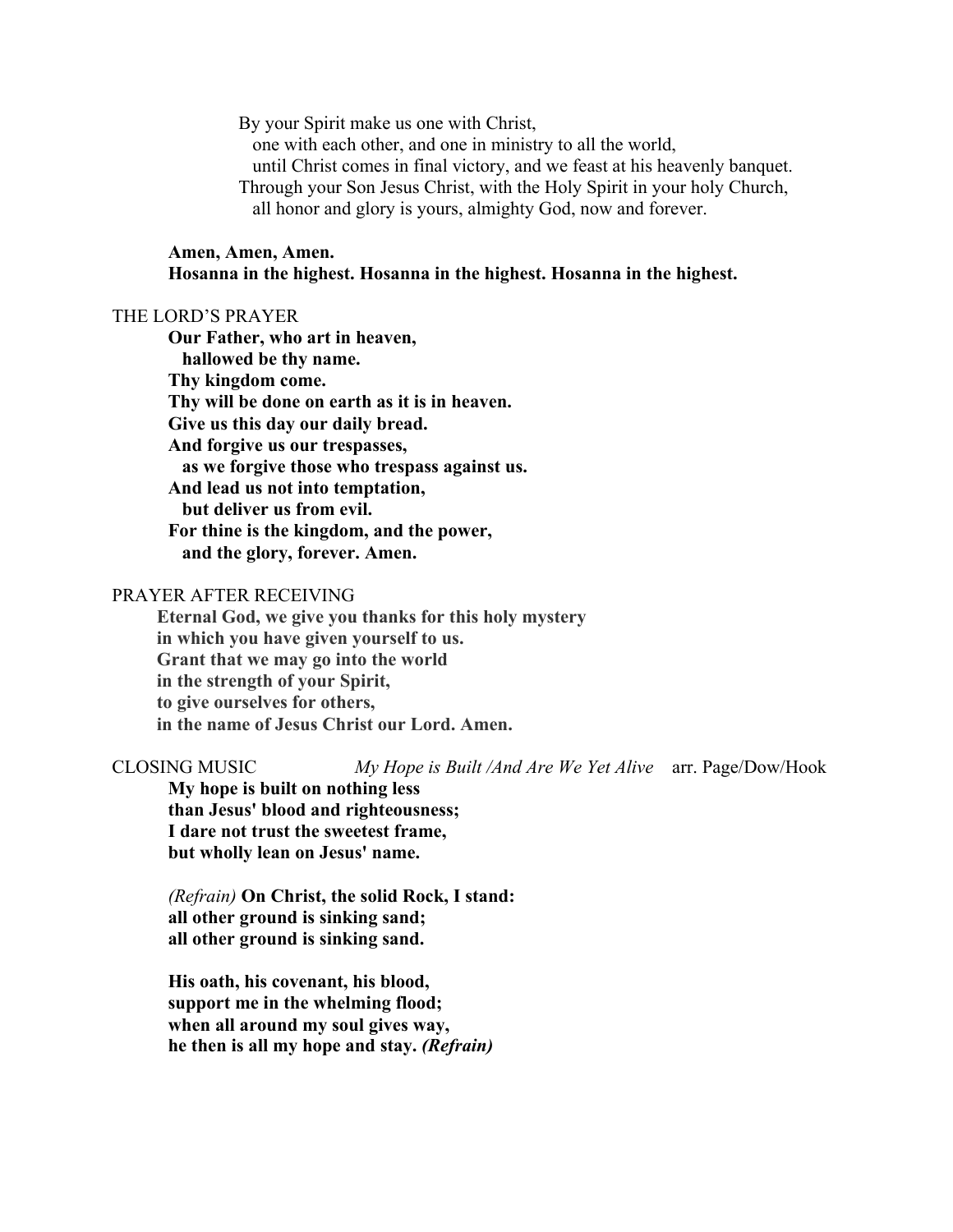By your Spirit make us one with Christ,
one with each other, and one in ministry to all the world,
until Christ comes in final victory, and we feast at his heavenly banquet.
Through your Son Jesus Christ, with the Holy Spirit in your holy Church,
all honor and glory is yours, almighty God, now and forever.

**Amen, Amen, Amen.**
**Hosanna in the highest. Hosanna in the highest. Hosanna in the highest.**

THE LORD'S PRAYER

**Our Father, who art in heaven,**
**hallowed be thy name.**
**Thy kingdom come.**
**Thy will be done on earth as it is in heaven.**
**Give us this day our daily bread.**
**And forgive us our trespasses,**
**as we forgive those who trespass against us.**
**And lead us not into temptation,**
**but deliver us from evil.**
**For thine is the kingdom, and the power,**
**and the glory, forever. Amen.**

PRAYER AFTER RECEIVING

**Eternal God, we give you thanks for this holy mystery**
**in which you have given yourself to us.**
**Grant that we may go into the world**
**in the strength of your Spirit,**
**to give ourselves for others,**
**in the name of Jesus Christ our Lord. Amen.**

CLOSING MUSIC *My Hope is Built /And Are We Yet Alive* arr. Page/Dow/Hook

**My hope is built on nothing less**
**than Jesus' blood and righteousness;**
**I dare not trust the sweetest frame,**
**but wholly lean on Jesus' name.**

*(Refrain)* **On Christ, the solid Rock, I stand:**
**all other ground is sinking sand;**
**all other ground is sinking sand.**

**His oath, his covenant, his blood,**
**support me in the whelming flood;**
**when all around my soul gives way,**
**he then is all my hope and stay.** ***(Refrain)***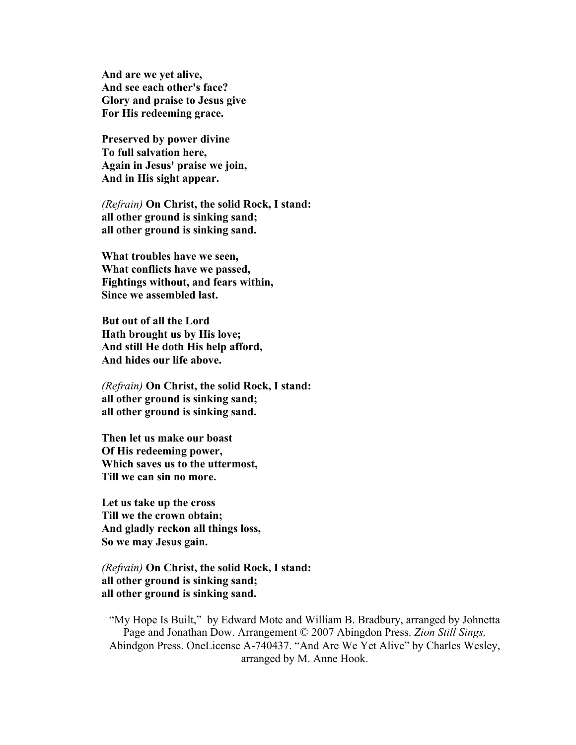**And are we yet alive,**
**And see each other's face?**
**Glory and praise to Jesus give**
**For His redeeming grace.**

**Preserved by power divine**
**To full salvation here,**
**Again in Jesus' praise we join,**
**And in His sight appear.**

*(Refrain)* **On Christ, the solid Rock, I stand:**
**all other ground is sinking sand;**
**all other ground is sinking sand.**

**What troubles have we seen,**
**What conflicts have we passed,**
**Fightings without, and fears within,**
**Since we assembled last.**

**But out of all the Lord**
**Hath brought us by His love;**
**And still He doth His help afford,**
**And hides our life above.**

*(Refrain)* **On Christ, the solid Rock, I stand:**
**all other ground is sinking sand;**
**all other ground is sinking sand.**

**Then let us make our boast**
**Of His redeeming power,**
**Which saves us to the uttermost,**
**Till we can sin no more.**

**Let us take up the cross**
**Till we the crown obtain;**
**And gladly reckon all things loss,**
**So we may Jesus gain.**

*(Refrain)* **On Christ, the solid Rock, I stand:**
**all other ground is sinking sand;**
**all other ground is sinking sand.**

"My Hope Is Built," by Edward Mote and William B. Bradbury, arranged by Johnetta Page and Jonathan Dow. Arrangement © 2007 Abingdon Press. *Zion Still Sings,* Abindgon Press. OneLicense A-740437. "And Are We Yet Alive" by Charles Wesley, arranged by M. Anne Hook.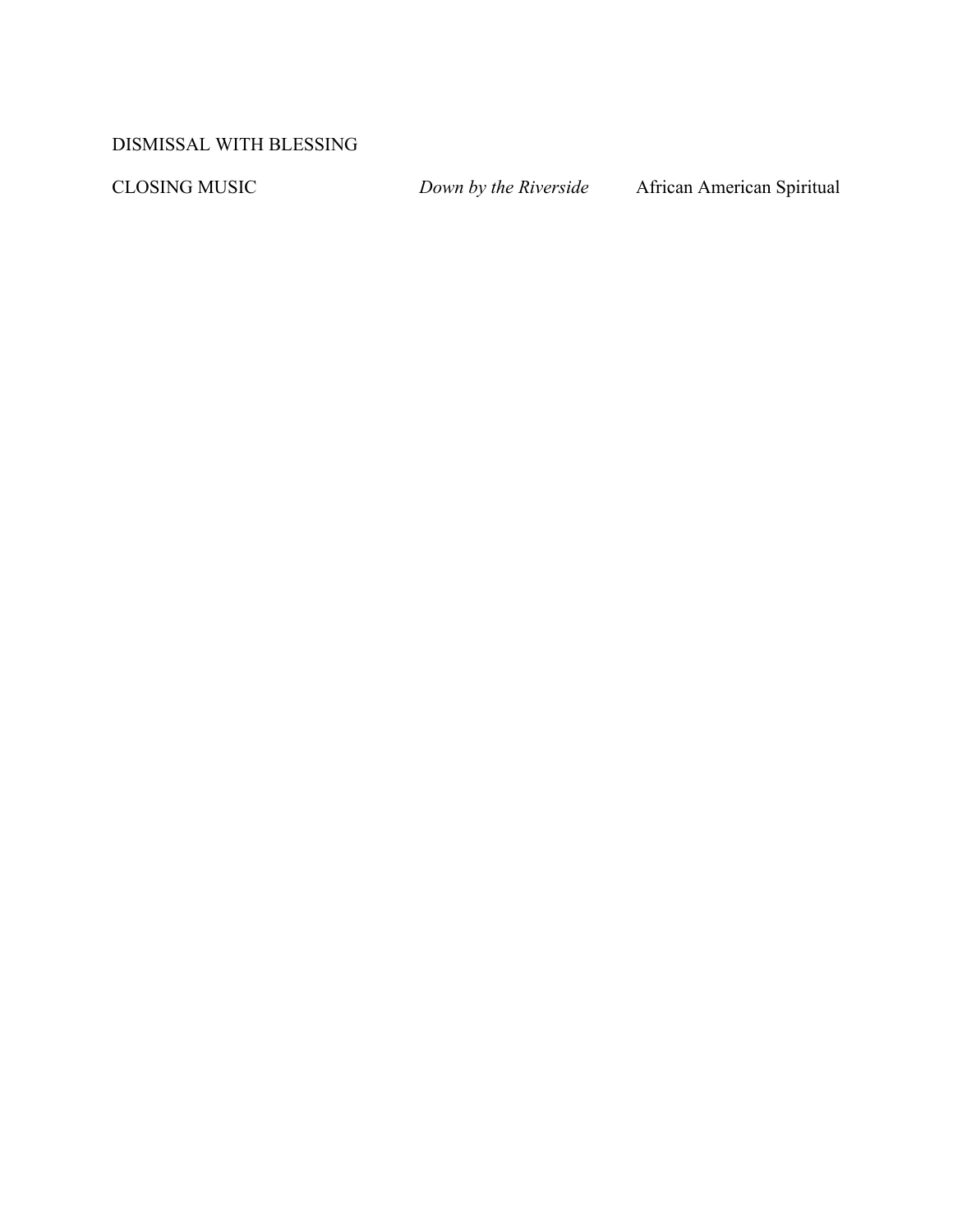DISMISSAL WITH BLESSING

CLOSING MUSIC *Down by the Riverside* African American Spiritual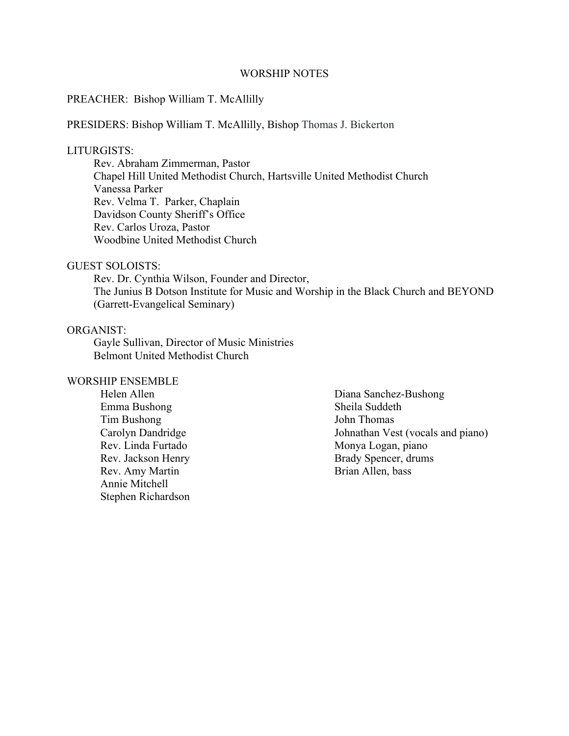# WORSHIP NOTES

PREACHER: Bishop William T. McAllilly

PRESIDERS: Bishop William T. McAllilly, Bishop Thomas J. Bickerton

LITURGISTS:

Rev. Abraham Zimmerman, Pastor
Chapel Hill United Methodist Church, Hartsville United Methodist Church
Vanessa Parker
Rev. Velma T. Parker, Chaplain
Davidson County Sheriff's Office
Rev. Carlos Uroza, Pastor
Woodbine United Methodist Church

GUEST SOLOISTS:

Rev. Dr. Cynthia Wilson, Founder and Director,
The Junius B Dotson Institute for Music and Worship in the Black Church and BEYOND (Garrett-Evangelical Seminary)

ORGANIST:

Gayle Sullivan, Director of Music Ministries
Belmont United Methodist Church

WORSHIP ENSEMBLE

Helen Allen
Emma Bushong
Tim Bushong
Carolyn Dandridge
Rev. Linda Furtado
Rev. Jackson Henry
Rev. Amy Martin
Annie Mitchell
Stephen Richardson
Diana Sanchez-Bushong
Sheila Suddeth
John Thomas
Johnathan Vest (vocals and piano)
Monya Logan, piano
Brady Spencer, drums
Brian Allen, bass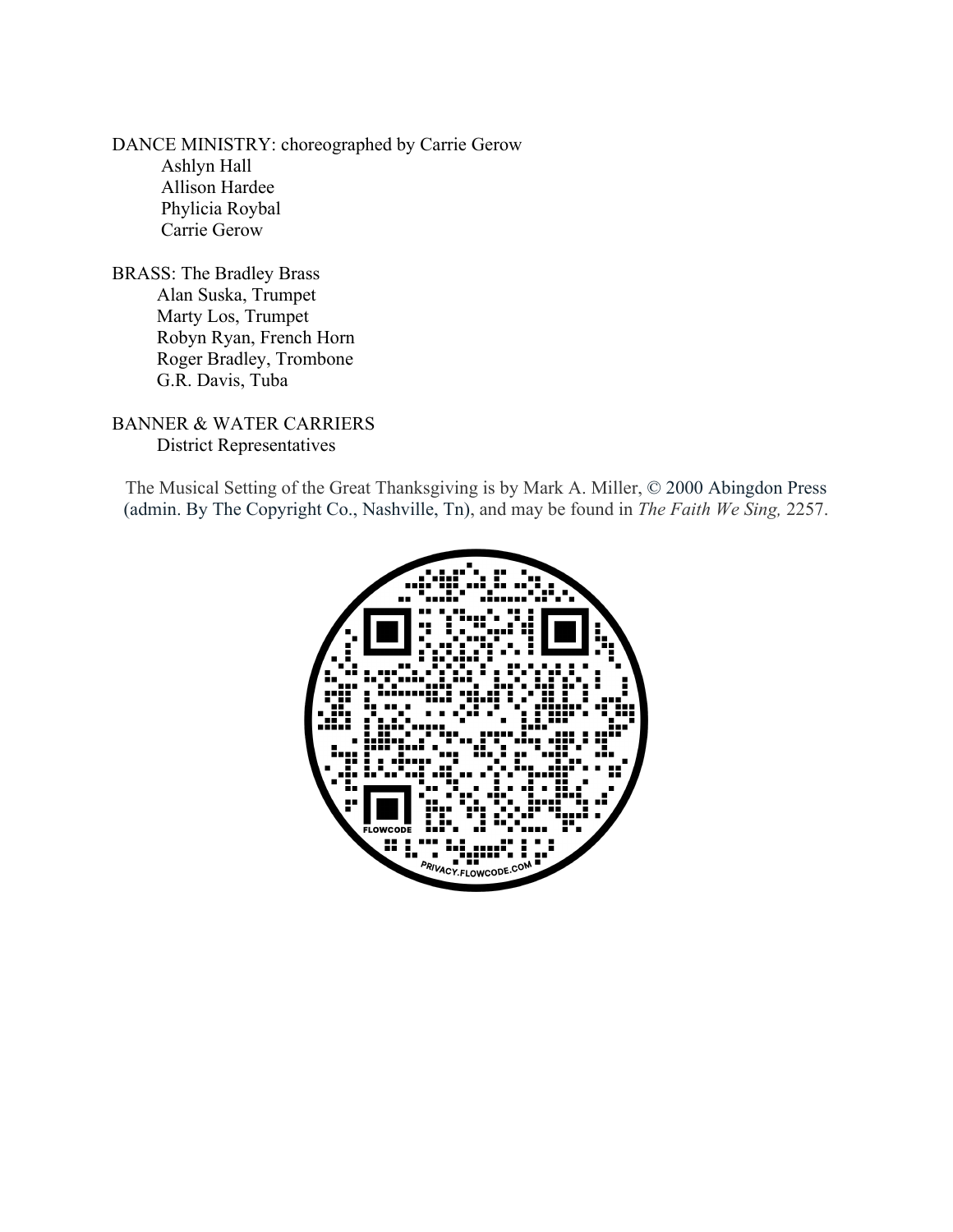DANCE MINISTRY: choreographed by Carrie Gerow
Ashlyn Hall
Allison Hardee
Phylicia Roybal
Carrie Gerow

BRASS: The Bradley Brass
Alan Suska, Trumpet
Marty Los, Trumpet
Robyn Ryan, French Horn
Roger Bradley, Trombone
G.R. Davis, Tuba

BANNER & WATER CARRIERS
District Representatives

The Musical Setting of the Great Thanksgiving is by Mark A. Miller, © 2000 Abingdon Press (admin. By The Copyright Co., Nashville, Tn), and may be found in *The Faith We Sing,* 2257.

FLOWCODE

PRIVACY.FLOWCODE.COM